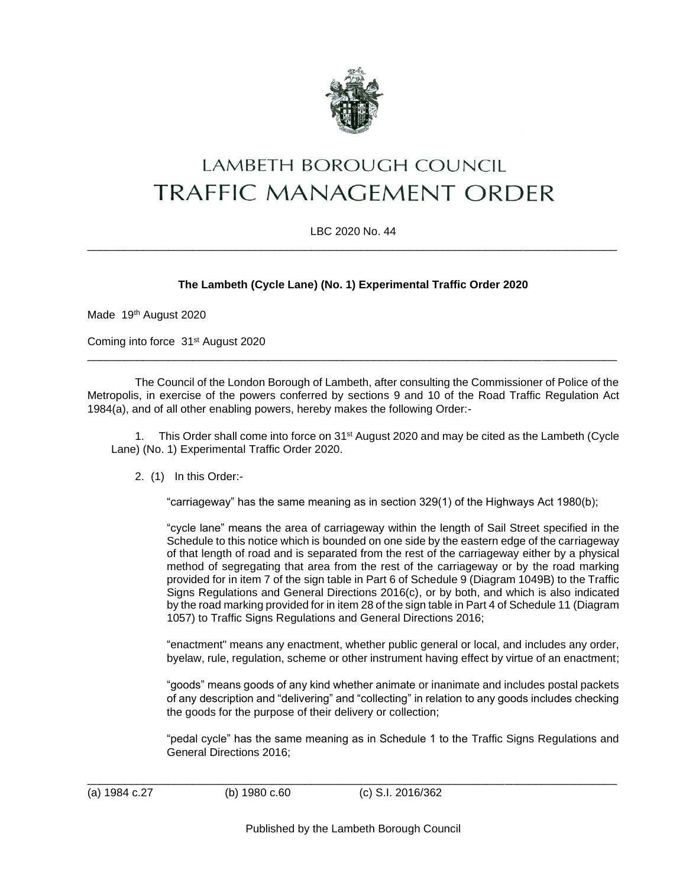# LAMBETH BOROUGH COUNCIL
# TRAFFIC MANAGEMENT ORDER

LBC 2020 No. 44

---

**The Lambeth (Cycle Lane) (No. 1) Experimental Traffic Order 2020**

Made 19th August 2020

Coming into force 31st August 2020

---

The Council of the London Borough of Lambeth, after consulting the Commissioner of Police of the Metropolis, in exercise of the powers conferred by sections 9 and 10 of the Road Traffic Regulation Act 1984(a), and of all other enabling powers, hereby makes the following Order:-

1. This Order shall come into force on 31st August 2020 and may be cited as the Lambeth (Cycle Lane) (No. 1) Experimental Traffic Order 2020.

2. (1) In this Order:-

"carriageway" has the same meaning as in section 329(1) of the Highways Act 1980(b);

"cycle lane" means the area of carriageway within the length of Sail Street specified in the Schedule to this notice which is bounded on one side by the eastern edge of the carriageway of that length of road and is separated from the rest of the carriageway either by a physical method of segregating that area from the rest of the carriageway or by the road marking provided for in item 7 of the sign table in Part 6 of Schedule 9 (Diagram 1049B) to the Traffic Signs Regulations and General Directions 2016(c), or by both, and which is also indicated by the road marking provided for in item 28 of the sign table in Part 4 of Schedule 11 (Diagram 1057) to Traffic Signs Regulations and General Directions 2016;

"enactment" means any enactment, whether public general or local, and includes any order, byelaw, rule, regulation, scheme or other instrument having effect by virtue of an enactment;

"goods" means goods of any kind whether animate or inanimate and includes postal packets of any description and "delivering" and "collecting" in relation to any goods includes checking the goods for the purpose of their delivery or collection;

"pedal cycle" has the same meaning as in Schedule 1 to the Traffic Signs Regulations and General Directions 2016;

---

(a) 1984 c.27 (b) 1980 c.60 (c) S.I. 2016/362

Published by the Lambeth Borough Council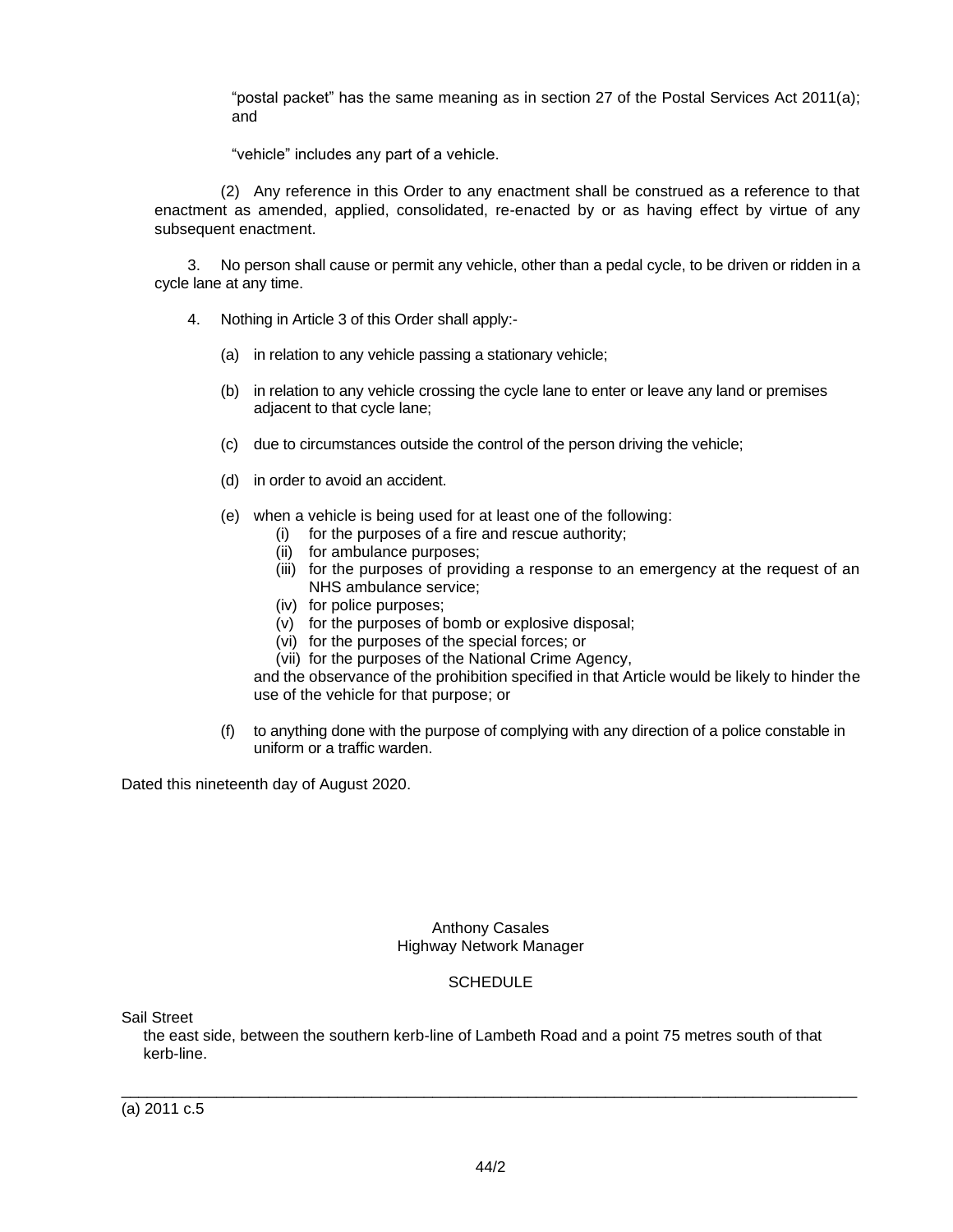"postal packet" has the same meaning as in section 27 of the Postal Services Act 2011(a); and

"vehicle" includes any part of a vehicle.

(2) Any reference in this Order to any enactment shall be construed as a reference to that enactment as amended, applied, consolidated, re-enacted by or as having effect by virtue of any subsequent enactment.

3. No person shall cause or permit any vehicle, other than a pedal cycle, to be driven or ridden in a cycle lane at any time.

4. Nothing in Article 3 of this Order shall apply:-

(a) in relation to any vehicle passing a stationary vehicle;

(b) in relation to any vehicle crossing the cycle lane to enter or leave any land or premises adjacent to that cycle lane;

(c) due to circumstances outside the control of the person driving the vehicle;

(d) in order to avoid an accident.

(e) when a vehicle is being used for at least one of the following:
  - (i) for the purposes of a fire and rescue authority;
  - (ii) for ambulance purposes;
  - (iii) for the purposes of providing a response to an emergency at the request of an NHS ambulance service;
  - (iv) for police purposes;
  - (v) for the purposes of bomb or explosive disposal;
  - (vi) for the purposes of the special forces; or
  - (vii) for the purposes of the National Crime Agency,

  and the observance of the prohibition specified in that Article would be likely to hinder the use of the vehicle for that purpose; or

(f) to anything done with the purpose of complying with any direction of a police constable in uniform or a traffic warden.

Dated this nineteenth day of August 2020.

Anthony Casales
Highway Network Manager

## SCHEDULE

Sail Street

the east side, between the southern kerb-line of Lambeth Road and a point 75 metres south of that kerb-line.

---

(a) 2011 c.5